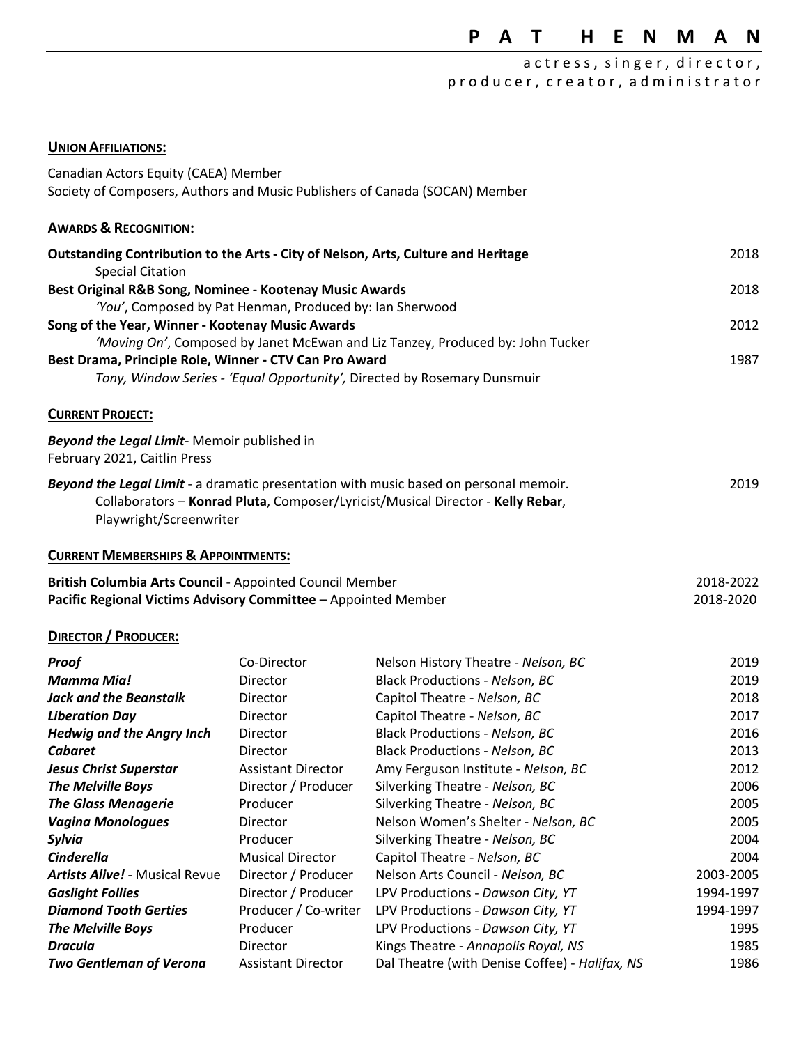# P A T H E N M A N

actress, singer, director, producer, creator, administrator

## UNION AFFILIATIONS:

Canadian Actors Equity (CAEA) Member
Society of Composers, Authors and Music Publishers of Canada (SOCAN) Member

## AWARDS & RECOGNITION:

**Outstanding Contribution to the Arts - City of Nelson, Arts, Culture and Heritage** — 2018
Special Citation

**Best Original R&B Song, Nominee - Kootenay Music Awards** — 2018
*'You'*, Composed by Pat Henman, Produced by: Ian Sherwood

**Song of the Year, Winner - Kootenay Music Awards** — 2012
*'Moving On'*, Composed by Janet McEwan and Liz Tanzey, Produced by: John Tucker

**Best Drama, Principle Role, Winner - CTV Can Pro Award** — 1987
*Tony, Window Series - 'Equal Opportunity',* Directed by Rosemary Dunsmuir

## CURRENT PROJECT:

***Beyond the Legal Limit***- Memoir published in February 2021, Caitlin Press

***Beyond the Legal Limit*** - a dramatic presentation with music based on personal memoir. — 2019
Collaborators – **Konrad Pluta**, Composer/Lyricist/Musical Director - **Kelly Rebar**, Playwright/Screenwriter

## CURRENT MEMBERSHIPS & APPOINTMENTS:

**British Columbia Arts Council** - Appointed Council Member — 2018-2022
**Pacific Regional Victims Advisory Committee** – Appointed Member — 2018-2020

## DIRECTOR / PRODUCER:

| Production | Role | Company / Location | Year |
|---|---|---|---|
| ***Proof*** | Co-Director | Nelson History Theatre - *Nelson, BC* | 2019 |
| ***Mamma Mia!*** | Director | Black Productions - *Nelson, BC* | 2019 |
| ***Jack and the Beanstalk*** | Director | Capitol Theatre - *Nelson, BC* | 2018 |
| ***Liberation Day*** | Director | Capitol Theatre - *Nelson, BC* | 2017 |
| ***Hedwig and the Angry Inch*** | Director | Black Productions - *Nelson, BC* | 2016 |
| ***Cabaret*** | Director | Black Productions - *Nelson, BC* | 2013 |
| ***Jesus Christ Superstar*** | Assistant Director | Amy Ferguson Institute - *Nelson, BC* | 2012 |
| ***The Melville Boys*** | Director / Producer | Silverking Theatre - *Nelson, BC* | 2006 |
| ***The Glass Menagerie*** | Producer | Silverking Theatre - *Nelson, BC* | 2005 |
| ***Vagina Monologues*** | Director | Nelson Women's Shelter - *Nelson, BC* | 2005 |
| ***Sylvia*** | Producer | Silverking Theatre - *Nelson, BC* | 2004 |
| ***Cinderella*** | Musical Director | Capitol Theatre - *Nelson, BC* | 2004 |
| ***Artists Alive!*** - Musical Revue | Director / Producer | Nelson Arts Council - *Nelson, BC* | 2003-2005 |
| ***Gaslight Follies*** | Director / Producer | LPV Productions - *Dawson City, YT* | 1994-1997 |
| ***Diamond Tooth Gerties*** | Producer / Co-writer | LPV Productions - *Dawson City, YT* | 1994-1997 |
| ***The Melville Boys*** | Producer | LPV Productions - *Dawson City, YT* | 1995 |
| ***Dracula*** | Director | Kings Theatre - *Annapolis Royal, NS* | 1985 |
| ***Two Gentleman of Verona*** | Assistant Director | Dal Theatre (with Denise Coffey) - *Halifax, NS* | 1986 |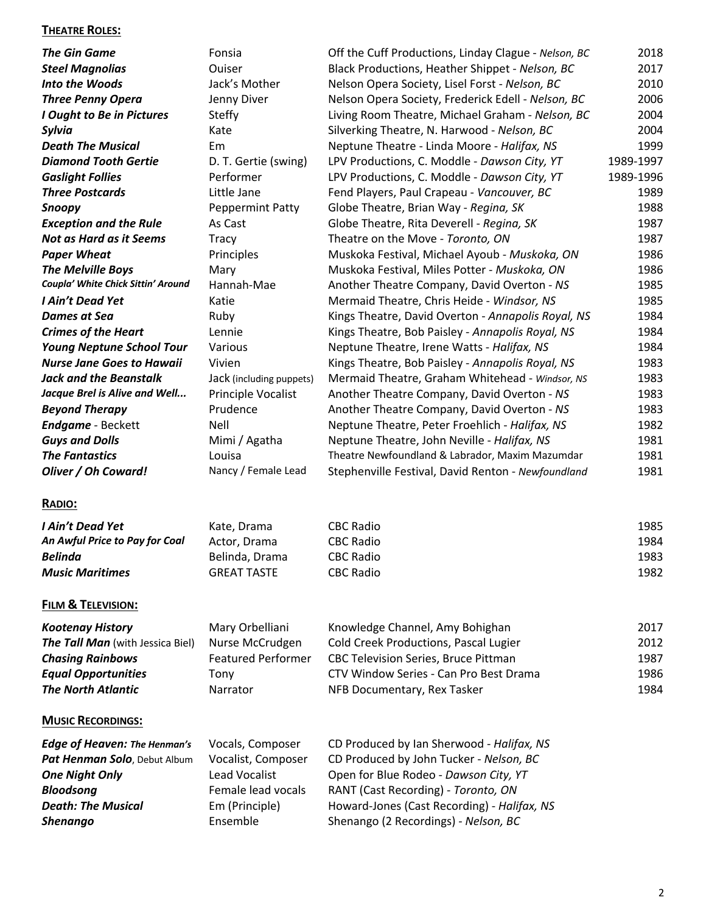## THEATRE ROLES:

| | | | |
|---|---|---|---|
| ***The Gin Game*** | Fonsia | Off the Cuff Productions, Linday Clague - *Nelson, BC* | 2018 |
| ***Steel Magnolias*** | Ouiser | Black Productions, Heather Shippet - *Nelson, BC* | 2017 |
| ***Into the Woods*** | Jack's Mother | Nelson Opera Society, Lisel Forst - *Nelson, BC* | 2010 |
| ***Three Penny Opera*** | Jenny Diver | Nelson Opera Society, Frederick Edell - *Nelson, BC* | 2006 |
| ***I Ought to Be in Pictures*** | Steffy | Living Room Theatre, Michael Graham - *Nelson, BC* | 2004 |
| ***Sylvia*** | Kate | Silverking Theatre, N. Harwood - *Nelson, BC* | 2004 |
| ***Death The Musical*** | Em | Neptune Theatre - Linda Moore - *Halifax, NS* | 1999 |
| ***Diamond Tooth Gertie*** | D. T. Gertie (swing) | LPV Productions, C. Moddle - *Dawson City, YT* | 1989-1997 |
| ***Gaslight Follies*** | Performer | LPV Productions, C. Moddle - *Dawson City, YT* | 1989-1996 |
| ***Three Postcards*** | Little Jane | Fend Players, Paul Crapeau - *Vancouver, BC* | 1989 |
| ***Snoopy*** | Peppermint Patty | Globe Theater, Brian Way - *Regina, SK* | 1988 |
| ***Exception and the Rule*** | As Cast | Globe Theatre, Rita Deverell - *Regina, SK* | 1987 |
| ***Not as Hard as it Seems*** | Tracy | Theatre on the Move - *Toronto, ON* | 1987 |
| ***Paper Wheat*** | Principles | Muskoka Festival, Michael Ayoub - *Muskoka, ON* | 1986 |
| ***The Melville Boys*** | Mary | Muskoka Festival, Miles Potter - *Muskoka, ON* | 1986 |
| ***Coupla' White Chick Sittin' Around*** | Hannah-Mae | Another Theatre Company, David Overton - *NS* | 1985 |
| ***I Ain't Dead Yet*** | Katie | Mermaid Theatre, Chris Heide - *Windsor, NS* | 1985 |
| ***Dames at Sea*** | Ruby | Kings Theatre, David Overton - *Annapolis Royal, NS* | 1984 |
| ***Crimes of the Heart*** | Lennie | Kings Theatre, Bob Paisley - *Annapolis Royal, NS* | 1984 |
| ***Young Neptune School Tour*** | Various | Neptune Theatre, Irene Watts - *Halifax, NS* | 1984 |
| ***Nurse Jane Goes to Hawaii*** | Vivien | Kings Theatre, Bob Paisley - *Annapolis Royal, NS* | 1983 |
| ***Jack and the Beanstalk*** | Jack (including puppets) | Mermaid Theatre, Graham Whitehead - *Windsor, NS* | 1983 |
| ***Jacque Brel is Alive and Well...*** | Principle Vocalist | Another Theatre Company, David Overton - *NS* | 1983 |
| ***Beyond Therapy*** | Prudence | Another Theatre Company, David Overton - *NS* | 1983 |
| ***Endgame*** - Beckett | Nell | Neptune Theatre, Peter Froehlich - *Halifax, NS* | 1982 |
| ***Guys and Dolls*** | Mimi / Agatha | Neptune Theatre, John Neville - *Halifax, NS* | 1981 |
| ***The Fantastics*** | Louisa | Theatre Newfoundland & Labrador, Maxim Mazumdar | 1981 |
| ***Oliver / Oh Coward!*** | Nancy / Female Lead | Stephenville Festival, David Renton - *Newfoundland* | 1981 |

## RADIO:

| | | | |
|---|---|---|---|
| ***I Ain't Dead Yet*** | Kate, Drama | CBC Radio | 1985 |
| ***An Awful Price to Pay for Coal*** | Actor, Drama | CBC Radio | 1984 |
| ***Belinda*** | Belinda, Drama | CBC Radio | 1983 |
| ***Music Maritimes*** | GREAT TASTE | CBC Radio | 1982 |

## FILM & TELEVISION:

| | | | |
|---|---|---|---|
| ***Kootenay History*** | Mary Orbelliani | Knowledge Channel, Amy Bohighan | 2017 |
| ***The Tall Man*** (with Jessica Biel) | Nurse McCrudgen | Cold Creek Productions, Pascal Lugier | 2012 |
| ***Chasing Rainbows*** | Featured Performer | CBC Television Series, Bruce Pittman | 1987 |
| ***Equal Opportunities*** | Tony | CTV Window Series - Can Pro Best Drama | 1986 |
| ***The North Atlantic*** | Narrator | NFB Documentary, Rex Tasker | 1984 |

## MUSIC RECORDINGS:

| | | |
|---|---|---|
| ***Edge of Heaven: The Henman's*** | Vocals, Composer | CD Produced by Ian Sherwood - *Halifax, NS* |
| ***Pat Henman Solo***, Debut Album | Vocalist, Composer | CD Produced by John Tucker - *Nelson, BC* |
| ***One Night Only*** | Lead Vocalist | Open for Blue Rodeo - *Dawson City, YT* |
| ***Bloodsong*** | Female lead vocals | RANT (Cast Recording) - *Toronto, ON* |
| ***Death: The Musical*** | Em (Principle) | Howard-Jones (Cast Recording) - *Halifax, NS* |
| ***Shenango*** | Ensemble | Shenango (2 Recordings) - *Nelson, BC* |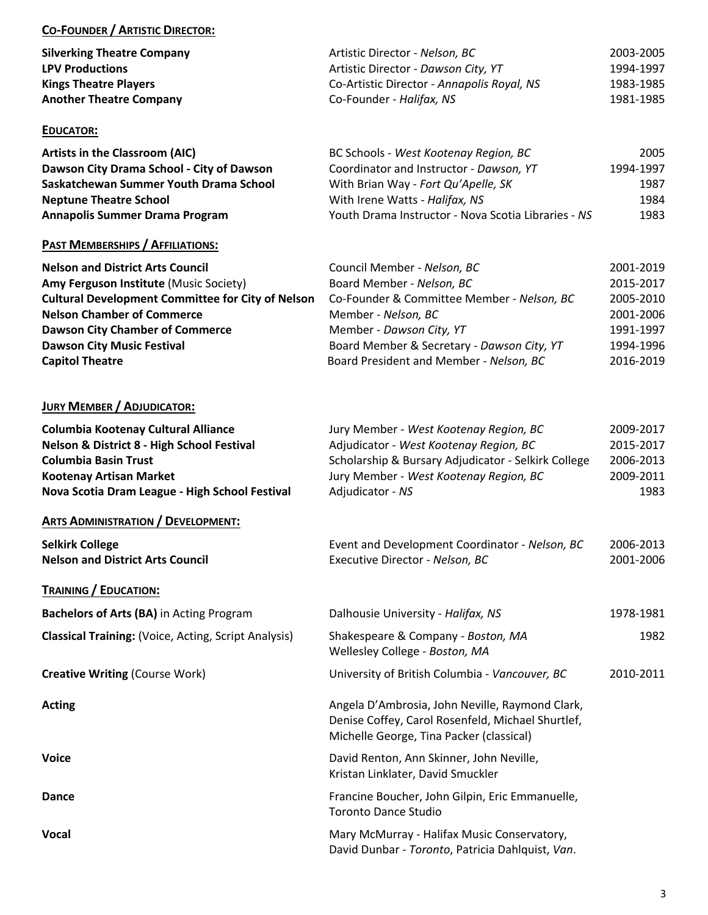## **CO-FOUNDER / ARTISTIC DIRECTOR:**

| | | |
|---|---|---|
| **Silverking Theatre Company** | Artistic Director - *Nelson, BC* | 2003-2005 |
| **LPV Productions** | Artistic Director - *Dawson City, YT* | 1994-1997 |
| **Kings Theatre Players** | Co-Artistic Director - *Annapolis Royal, NS* | 1983-1985 |
| **Another Theatre Company** | Co-Founder - *Halifax, NS* | 1981-1985 |

## **EDUCATOR:**

| | | |
|---|---|---|
| **Artists in the Classroom (AIC)** | BC Schools - *West Kootenay Region, BC* | 2005 |
| **Dawson City Drama School - City of Dawson** | Coordinator and Instructor - *Dawson, YT* | 1994-1997 |
| **Saskatchewan Summer Youth Drama School** | With Brian Way - *Fort Qu'Apelle, SK* | 1987 |
| **Neptune Theatre School** | With Irene Watts - *Halifax, NS* | 1984 |
| **Annapolis Summer Drama Program** | Youth Drama Instructor - Nova Scotia Libraries - *NS* | 1983 |

## **PAST MEMBERSHIPS / AFFILIATIONS:**

| | | |
|---|---|---|
| **Nelson and District Arts Council** | Council Member - *Nelson, BC* | 2001-2019 |
| **Amy Ferguson Institute** (Music Society) | Board Member - *Nelson, BC* | 2015-2017 |
| **Cultural Development Committee for City of Nelson** | Co-Founder & Committee Member - *Nelson, BC* | 2005-2010 |
| **Nelson Chamber of Commerce** | Member - *Nelson, BC* | 2001-2006 |
| **Dawson City Chamber of Commerce** | Member - *Dawson City, YT* | 1991-1997 |
| **Dawson City Music Festival** | Board Member & Secretary - *Dawson City, YT* | 1994-1996 |
| **Capitol Theatre** | Board President and Member - *Nelson, BC* | 2016-2019 |

## **JURY MEMBER / ADJUDICATOR:**

| | | |
|---|---|---|
| **Columbia Kootenay Cultural Alliance** | Jury Member - *West Kootenay Region, BC* | 2009-2017 |
| **Nelson & District 8 - High School Festival** | Adjudicator - *West Kootenay Region, BC* | 2015-2017 |
| **Columbia Basin Trust** | Scholarship & Bursary Adjudicator - Selkirk College | 2006-2013 |
| **Kootenay Artisan Market** | Jury Member - *West Kootenay Region, BC* | 2009-2011 |
| **Nova Scotia Dram League - High School Festival** | Adjudicator - *NS* | 1983 |

## **ARTS ADMINISTRATION / DEVELOPMENT:**

| | | |
|---|---|---|
| **Selkirk College** | Event and Development Coordinator - *Nelson, BC* | 2006-2013 |
| **Nelson and District Arts Council** | Executive Director - *Nelson, BC* | 2001-2006 |

## **TRAINING / EDUCATION:**

| | | |
|---|---|---|
| **Bachelors of Arts (BA)** in Acting Program | Dalhousie University - *Halifax, NS* | 1978-1981 |
| **Classical Training:** (Voice, Acting, Script Analysis) | Shakespeare & Company - *Boston, MA*<br>Wellesley College - *Boston, MA* | 1982 |
| **Creative Writing** (Course Work) | University of British Columbia - *Vancouver, BC* | 2010-2011 |
| **Acting** | Angela D'Ambrosia, John Neville, Raymond Clark, Denise Coffey, Carol Rosenfeld, Michael Shurtlef, Michelle George, Tina Packer (classical) | |
| **Voice** | David Renton, Ann Skinner, John Neville, Kristan Linklater, David Smuckler | |
| **Dance** | Francine Boucher, John Gilpin, Eric Emmanuelle, Toronto Dance Studio | |
| **Vocal** | Mary McMurray - Halifax Music Conservatory, David Dunbar - *Toronto*, Patricia Dahlquist, *Van*. | |